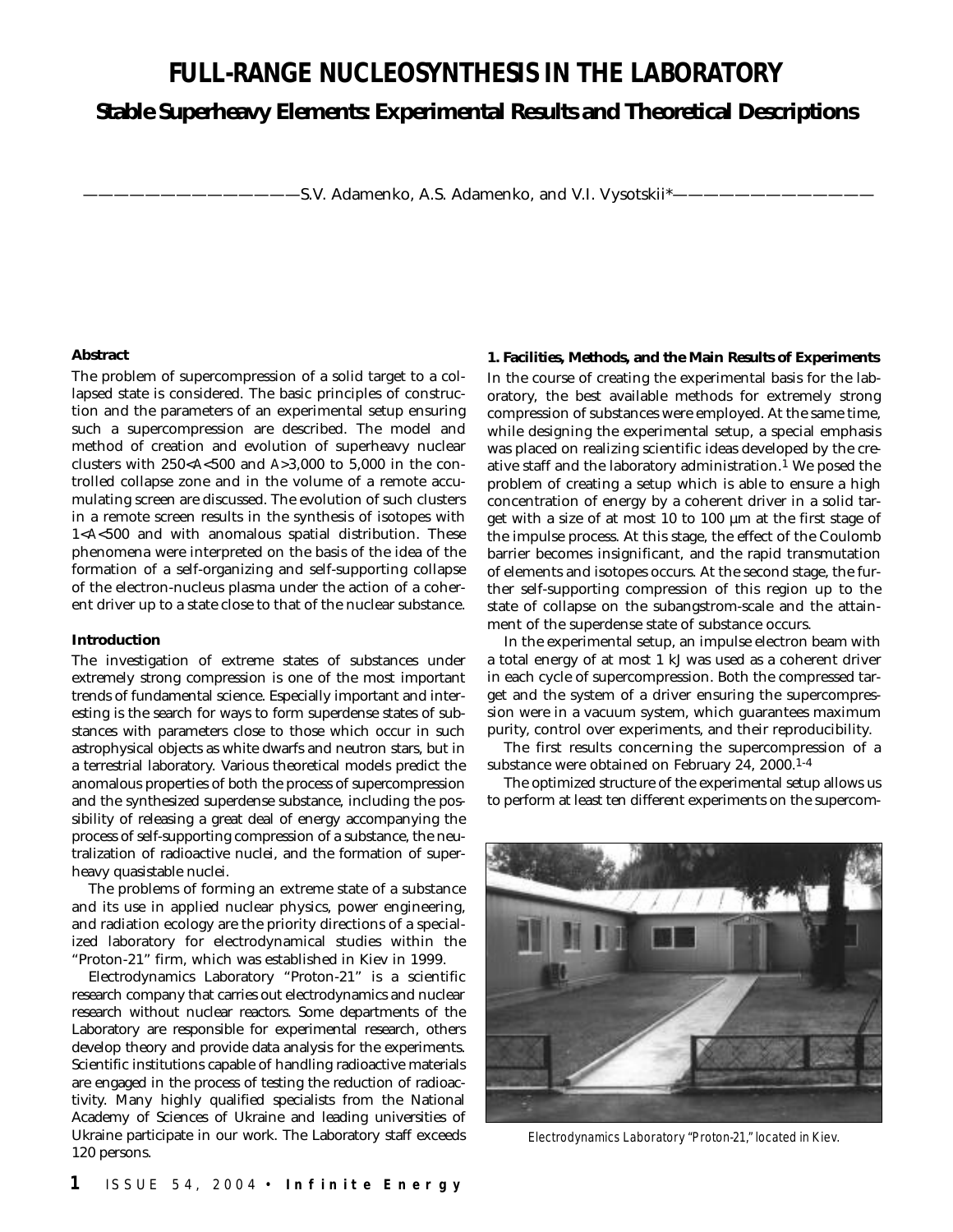# FULL-RANGE NUCLEOSYNTHESIS IN THE LABORATORY

## Stable Superheavy Elements: Experimental Results and Theoretical Descriptions

S.V. Adamenko, A.S. Adamenko, and V.I. Vysotskii*

### Abstract

The problem of supercompression of a solid target to a collapsed state is considered. The basic principles of construction and the parameters of an experimental setup ensuring such a supercompression are described. The model and method of creation and evolution of superheavy nuclear clusters with $250<A<500$ and $A>3,000$ to $5,000$ in the controlled collapse zone and in the volume of a remote accumulating screen are discussed. The evolution of such clusters in a remote screen results in the synthesis of isotopes with $1<A<500$ and with anomalous spatial distribution. These phenomena were interpreted on the basis of the idea of the formation of a self-organizing and self-supporting collapse of the electron-nucleus plasma under the action of a coherent driver up to a state close to that of the nuclear substance.

### Introduction

The investigation of extreme states of substances under extremely strong compression is one of the most important trends of fundamental science. Especially important and interesting is the search for ways to form superdense states of substances with parameters close to those which occur in such astrophysical objects as white dwarfs and neutron stars, but in a terrestrial laboratory. Various theoretical models predict the anomalous properties of both the process of supercompression and the synthesized superdense substance, including the possibility of releasing a great deal of energy accompanying the process of self-supporting compression of a substance, the neutralization of radioactive nuclei, and the formation of superheavy quasistable nuclei.

The problems of forming an extreme state of a substance and its use in applied nuclear physics, power engineering, and radiation ecology are the priority directions of a specialized laboratory for electrodynamical studies within the "Proton-21" firm, which was established in Kiev in 1999.

Electrodynamics Laboratory "Proton-21" is a scientific research company that carries out electrodynamics and nuclear research without nuclear reactors. Some departments of the Laboratory are responsible for experimental research, others develop theory and provide data analysis for the experiments. Scientific institutions capable of handling radioactive materials are engaged in the process of testing the reduction of radioactivity. Many highly qualified specialists from the National Academy of Sciences of Ukraine and leading universities of Ukraine participate in our work. The Laboratory staff exceeds 120 persons.

### 1. Facilities, Methods, and the Main Results of Experiments

In the course of creating the experimental basis for the laboratory, the best available methods for extremely strong compression of substances were employed. At the same time, while designing the experimental setup, a special emphasis was placed on realizing scientific ideas developed by the creative staff and the laboratory administration.[1] We posed the problem of creating a setup which is able to ensure a high concentration of energy by a coherent driver in a solid target with a size of at most 10 to 100 µm at the first stage of the impulse process. At this stage, the effect of the Coulomb barrier becomes insignificant, and the rapid transmutation of elements and isotopes occurs. At the second stage, the further self-supporting compression of this region up to the state of collapse on the subangstrom-scale and the attainment of the superdense state of substance occurs.

In the experimental setup, an impulse electron beam with a total energy of at most 1 kJ was used as a coherent driver in each cycle of supercompression. Both the compressed target and the system of a driver ensuring the supercompression were in a vacuum system, which guarantees maximum purity, control over experiments, and their reproducibility.

The first results concerning the supercompression of a substance were obtained on February 24, 2000.[1-4]

The optimized structure of the experimental setup allows us to perform at least ten different experiments on the supercom-

Electrodynamics Laboratory "Proton-21," located in Kiev.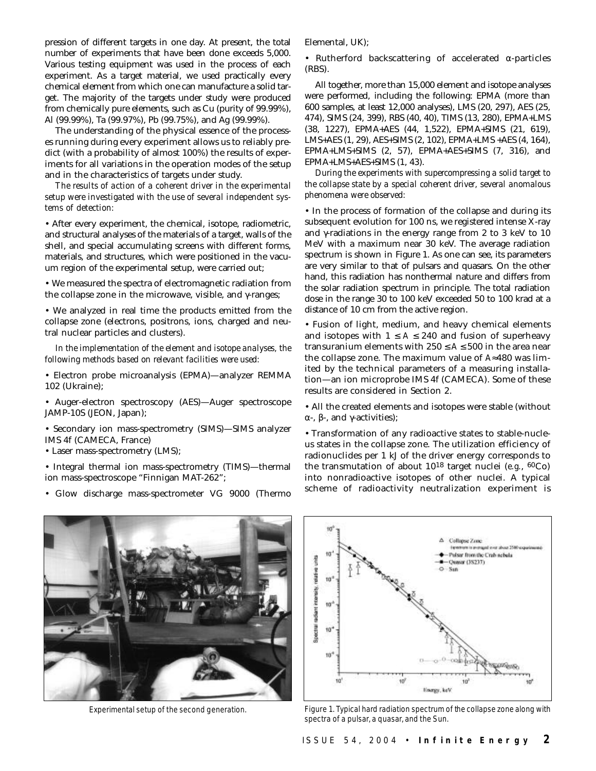pression of different targets in one day. At present, the total number of experiments that have been done exceeds 5,000. Various testing equipment was used in the process of each experiment. As a target material, we used practically every chemical element from which one can manufacture a solid target. The majority of the targets under study were produced from chemically pure elements, such as Cu (purity of 99.99%), Al (99.99%), Ta (99.97%), Pb (99.75%), and Ag (99.99%).

The understanding of the physical essence of the processes running during every experiment allows us to reliably predict (with a probability of almost 100%) the results of experiments for all variations in the operation modes of the setup and in the characteristics of targets under study.

*The results of action of a coherent driver in the experimental setup were investigated with the use of several independent systems of detection:*

• After every experiment, the chemical, isotope, radiometric, and structural analyses of the materials of a target, walls of the shell, and special accumulating screens with different forms, materials, and structures, which were positioned in the vacuum region of the experimental setup, were carried out;

• We measured the spectra of electromagnetic radiation from the collapse zone in the microwave, visible, and γ-ranges;

• We analyzed in real time the products emitted from the collapse zone (electrons, positrons, ions, charged and neutral nuclear particles and clusters).

*In the implementation of the element and isotope analyses, the following methods based on relevant facilities were used:*

• Electron probe microanalysis (EPMA)—analyzer REMMA 102 (Ukraine);

• Auger-electron spectroscopy (AES)—Auger spectroscope JAMP-10S (JEON, Japan);

• Secondary ion mass-spectrometry (SIMS)—SIMS analyzer IMS 4f (CAMECA, France)

• Laser mass-spectrometry (LMS);

• Integral thermal ion mass-spectrometry (TIMS)—thermal ion mass-spectroscope "Finnigan MAT-262";

• Glow discharge mass-spectrometer VG 9000 (Thermo Elemental, UK);

• Rutherford backscattering of accelerated α-particles (RBS).

All together, more than 15,000 element and isotope analyses were performed, including the following: EPMA (more than 600 samples, at least 12,000 analyses), LMS (20, 297), AES (25, 474), SIMS (24, 399), RBS (40, 40), TIMS (13, 280), EPMA+LMS (38, 1227), EPMA+AES (44, 1,522), EPMA+SIMS (21, 619), LMS+AES (1, 29), AES+SIMS (2, 102), EPMA+LMS +AES (4, 164), EPMA+LMS+SIMS (2, 57), EPMA+AES+SIMS (7, 316), and EPMA+LMS+AES+SIMS (1, 43).

*During the experiments with supercompressing a solid target to the collapse state by a special coherent driver, several anomalous phenomena were observed:*

• In the process of formation of the collapse and during its subsequent evolution for 100 ns, we registered intense X-ray and γ-radiations in the energy range from 2 to 3 keV to 10 MeV with a maximum near 30 keV. The average radiation spectrum is shown in Figure 1. As one can see, its parameters are very similar to that of pulsars and quasars. On the other hand, this radiation has nonthermal nature and differs from the solar radiation spectrum in principle. The total radiation dose in the range 30 to 100 keV exceeded 50 to 100 krad at a distance of 10 cm from the active region.

• Fusion of light, medium, and heavy chemical elements and isotopes with $1 \leq A \leq 240$ and fusion of superheavy transuranium elements with $250 \leq A \leq 500$ in the area near the collapse zone. The maximum value of $A \approx 480$ was limited by the technical parameters of a measuring installation—an ion microprobe IMS 4f (CAMECA). Some of these results are considered in Section 2.

• All the created elements and isotopes were stable (without α-, β-, and γ-activities);

• Transformation of any radioactive states to stable-nucleus states in the collapse zone. The utilization efficiency of radionuclides per 1 kJ of the driver energy corresponds to the transmutation of about $10^{18}$ target nuclei (*e.g.*, $^{60}$Co) into nonradioactive isotopes of other nuclei. A typical scheme of radioactivity neutralization experiment is

Experimental setup of the second generation.

Figure 1. Typical hard radiation spectrum of the collapse zone along with spectra of a pulsar, a quasar, and the Sun.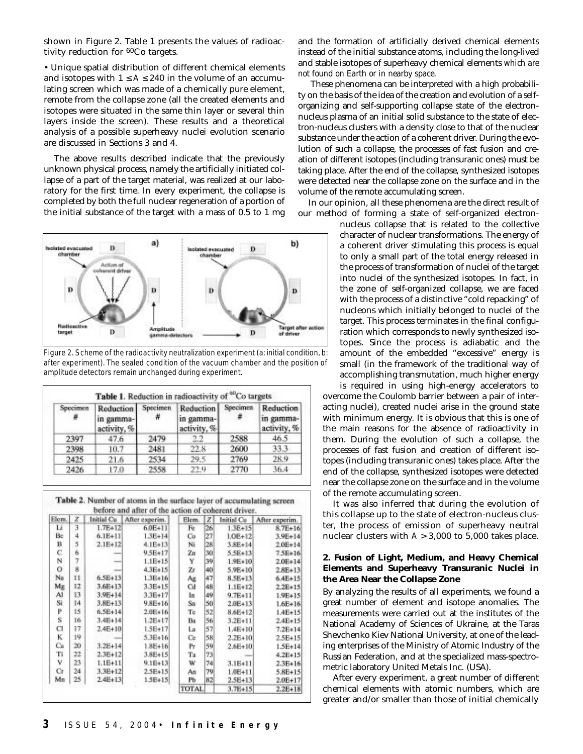shown in Figure 2. Table 1 presents the values of radioactivity reduction for $^{60}Co$ targets.

• Unique spatial distribution of different chemical elements and isotopes with $1 \leq A \leq 240$ in the volume of an accumulating screen which was made of a chemically pure element, remote from the collapse zone (all the created elements and isotopes were situated in the same thin layer or several thin layers inside the screen). These results and a theoretical analysis of a possible superheavy nuclei evolution scenario are discussed in Sections 3 and 4.

The above results described indicate that the previously unknown physical process, namely the artificially initiated collapse of a part of the target material, was realized at our laboratory for the first time. In every experiment, the collapse is completed by both the full nuclear regeneration of a portion of the initial substance of the target with a mass of 0.5 to 1 mg and the formation of artificially derived chemical elements instead of the initial substance atoms, including the long-lived and stable isotopes of superheavy chemical elements *which are not found on Earth or in nearby space*.

These phenomena can be interpreted with a high probability on the basis of the idea of the creation and evolution of a self-organizing and self-supporting collapse state of the electron-nucleus plasma of an initial solid substance to the state of electron-nucleus clusters with a density close to that of the nuclear substance under the action of a coherent driver. During the evolution of such a collapse, the processes of fast fusion and creation of different isotopes (including transuranic ones) must be taking place. After the end of the collapse, synthesized isotopes were detected near the collapse zone on the surface and in the volume of the remote accumulating screen.

In our opinion, all these phenomena are the direct result of our method of forming a state of self-organized electron-nucleus collapse that is related to the collective character of nuclear transformations. The energy of a coherent driver stimulating this process is equal to only a small part of the total energy released in the process of transformation of nuclei of the target into nuclei of the synthesized isotopes. In fact, in the zone of self-organized collapse, we are faced with the process of a distinctive "cold repacking" of nucleons which initially belonged to nuclei of the target. This process terminates in the final configuration which corresponds to newly synthesized isotopes. Since the process is adiabatic and the amount of the embedded "excessive" energy is small (in the framework of the traditional way of accomplishing transmutation, much higher energy is required in using high-energy accelerators to overcome the Coulomb barrier between a pair of interacting nuclei), created nuclei arise in the ground state with minimum energy. It is obvious that this is one of the main reasons for the absence of radioactivity in them. During the evolution of such a collapse, the processes of fast fusion and creation of different isotopes (including transuranic ones) takes place. After the end of the collapse, synthesized isotopes were detected near the collapse zone on the surface and in the volume of the remote accumulating screen.

It was also inferred that during the evolution of this collapse up to the state of electron-nucleus cluster, the process of emission of superheavy neutral nuclear clusters with $A > 3,000$ to $5,000$ takes place.

Figure 2. Scheme of the radioactivity neutralization experiment (a: initial condition, b: after experiment). The sealed condition of the vacuum chamber and the position of amplitude detectors remain unchanged during experiment.

**Table 1.** Reduction in radioactivity of $^{60}Co$ targets

| Specimen # | Reduction in gamma-activity, % | Specimen # | Reduction in gamma-activity, % | Specimen # | Reduction in gamma-activity, % |
|---|---|---|---|---|---|
| 2397 | 47.6 | 2479 | 2.2 | 2588 | 46.5 |
| 2398 | 10.7 | 2481 | 22.8 | 2600 | 33.3 |
| 2425 | 21.6 | 2534 | 29.5 | 2769 | 28.9 |
| 2426 | 17.0 | 2558 | 22.9 | 2770 | 36.4 |

**Table 2.** Number of atoms in the surface layer of accumulating screen before and after of the action of coherent driver.

| Elem. | Z | Initial Cu | After experim. | Elem. | Z | Initial Cu | After experim. |
|---|---|---|---|---|---|---|---|
| Li | 3 | 1.7E+12 | 6.0E+11 | Fe | 26 | 1.3E+15 | 8.7E+16 |
| Be | 4 | 6.1E+11 | 1.3E+14 | Co | 27 | 1.0E+12 | 3.9E+14 |
| B | 5 | 2.1E+12 | 4.1E+13 | Ni | 28 | 3.8E+14 | 2.0E+14 |
| C | 6 | — | 9.5E+17 | Zn | 30 | 5.5E+13 | 7.5E+16 |
| N | 7 | — | 1.1E+15 | Y | 39 | 1.9E+10 | 2.0E+14 |
| O | 8 | — | 4.3E+15 | Zr | 40 | 5.9E+10 | 2.8E+13 |
| Na | 11 | 6.5E+13 | 1.3E+16 | Ag | 47 | 8.5E+13 | 6.4E+15 |
| Mg | 12 | 3.6E+13 | 3.3E+15 | Cd | 48 | 1.1E+12 | 2.2E+15 |
| Al | 13 | 3.9E+14 | 3.3E+17 | In | 49 | 9.7E+11 | 1.9E+15 |
| Si | 14 | 3.8E+13 | 9.8E+16 | Sn | 50 | 2.0E+13 | 1.6E+16 |
| P | 15 | 6.5E+14 | 2.0E+16 | Te | 52 | 8.6E+12 | 1.4E+15 |
| S | 16 | 3.4E+14 | 1.2E+17 | Ba | 56 | 3.2E+11 | 2.4E+15 |
| Cl | 17 | 2.4E+10 | 1.5E+17 | La | 57 | 1.4E+10 | 7.2E+14 |
| K | 19 | — | 5.3E+16 | Ce | 58 | 2.2E+10 | 2.5E+15 |
| Ca | 20 | 3.2E+14 | 1.8E+16 | Pr | 59 | 2.6E+10 | 1.5E+14 |
| Ti | 22 | 2.3E+12 | 3.8E+15 | Ta | 73 | — | 4.2E+15 |
| V | 23 | 1.1E+11 | 9.1E+13 | W | 74 | 3.1E+11 | 2.3E+16 |
| Cr | 24 | 3.3E+12 | 2.5E+15 | Au | 79 | 1.0E+11 | 5.8E+15 |
| Mn | 25 | 2.4E+13 | 1.5E+15 | Pb | 82 | 2.5E+13 | 2.0E+17 |
| | | | | TOTAL | | 3.7E+15 | 2.2E+18 |

## 2. Fusion of Light, Medium, and Heavy Chemical Elements and Superheavy Transuranic Nuclei in the Area Near the Collapse Zone

By analyzing the results of all experiments, we found a great number of element and isotope anomalies. The measurements were carried out at the institutes of the National Academy of Sciences of Ukraine, at the Taras Shevchenko Kiev National University, at one of the leading enterprises of the Ministry of Atomic Industry of the Russian Federation, and at the specialized mass-spectrometric laboratory United Metals Inc. (USA).

After every experiment, a great number of different chemical elements with atomic numbers, which are greater and/or smaller than those of initial chemically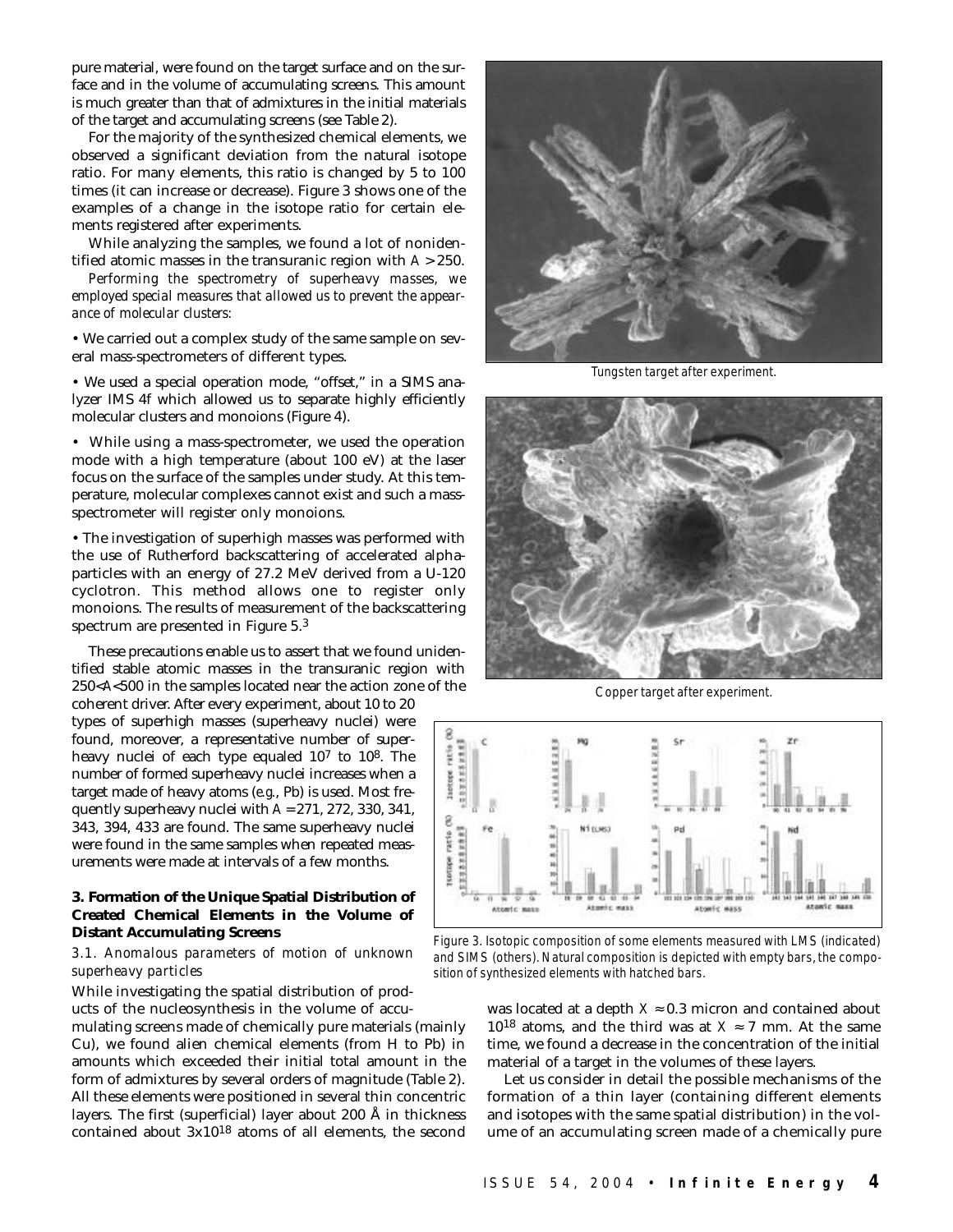pure material, were found on the target surface and on the surface and in the volume of accumulating screens. This amount is much greater than that of admixtures in the initial materials of the target and accumulating screens (see Table 2).

For the majority of the synthesized chemical elements, we observed a significant deviation from the natural isotope ratio. For many elements, this ratio is changed by 5 to 100 times (it can increase or decrease). Figure 3 shows one of the examples of a change in the isotope ratio for certain elements registered after experiments.

While analyzing the samples, we found a lot of nonidentified atomic masses in the transuranic region with $A > 250$.

*Performing the spectrometry of superheavy masses, we employed special measures that allowed us to prevent the appearance of molecular clusters:*

• We carried out a complex study of the same sample on several mass-spectrometers of different types.

• We used a special operation mode, "offset," in a SIMS analyzer IMS 4f which allowed us to separate highly efficiently molecular clusters and monoions (Figure 4).

• While using a mass-spectrometer, we used the operation mode with a high temperature (about 100 eV) at the laser focus on the surface of the samples under study. At this temperature, molecular complexes cannot exist and such a mass-spectrometer will register only monoions.

• The investigation of superhigh masses was performed with the use of Rutherford backscattering of accelerated alpha-particles with an energy of 27.2 MeV derived from a U-120 cyclotron. This method allows one to register only monoions. The results of measurement of the backscattering spectrum are presented in Figure 5.[3]

These precautions enable us to assert that we found unidentified stable atomic masses in the transuranic region with $250<A<500$ in the samples located near the action zone of the coherent driver. After every experiment, about 10 to 20 types of superhigh masses (superheavy nuclei) were found, moreover, a representative number of superheavy nuclei of each type equaled $10^7$ to $10^8$. The number of formed superheavy nuclei increases when a target made of heavy atoms (*e.g.*, Pb) is used. Most frequently superheavy nuclei with $A = 271, 272, 330, 341, 343, 394, 433$ are found. The same superheavy nuclei were found in the same samples when repeated measurements were made at intervals of a few months.

Tungsten target after experiment.

Copper target after experiment.

Figure 3. Isotopic composition of some elements measured with LMS (indicated) and SIMS (others). Natural composition is depicted with empty bars, the composition of synthesized elements with hatched bars.

## 3. Formation of the Unique Spatial Distribution of Created Chemical Elements in the Volume of Distant Accumulating Screens

### *3.1. Anomalous parameters of motion of unknown superheavy particles*

While investigating the spatial distribution of products of the nucleosynthesis in the volume of accumulating screens made of chemically pure materials (mainly Cu), we found alien chemical elements (from H to Pb) in amounts which exceeded their initial total amount in the form of admixtures by several orders of magnitude (Table 2). All these elements were positioned in several thin concentric layers. The first (superficial) layer about 200 Å in thickness contained about $3\times10^{18}$ atoms of all elements, the second was located at a depth $X \approx 0.3$ micron and contained about $10^{18}$ atoms, and the third was at $X \approx 7$ mm. At the same time, we found a decrease in the concentration of the initial material of a target in the volumes of these layers.

Let us consider in detail the possible mechanisms of the formation of a thin layer (containing different elements and isotopes with the same spatial distribution) in the volume of an accumulating screen made of a chemically pure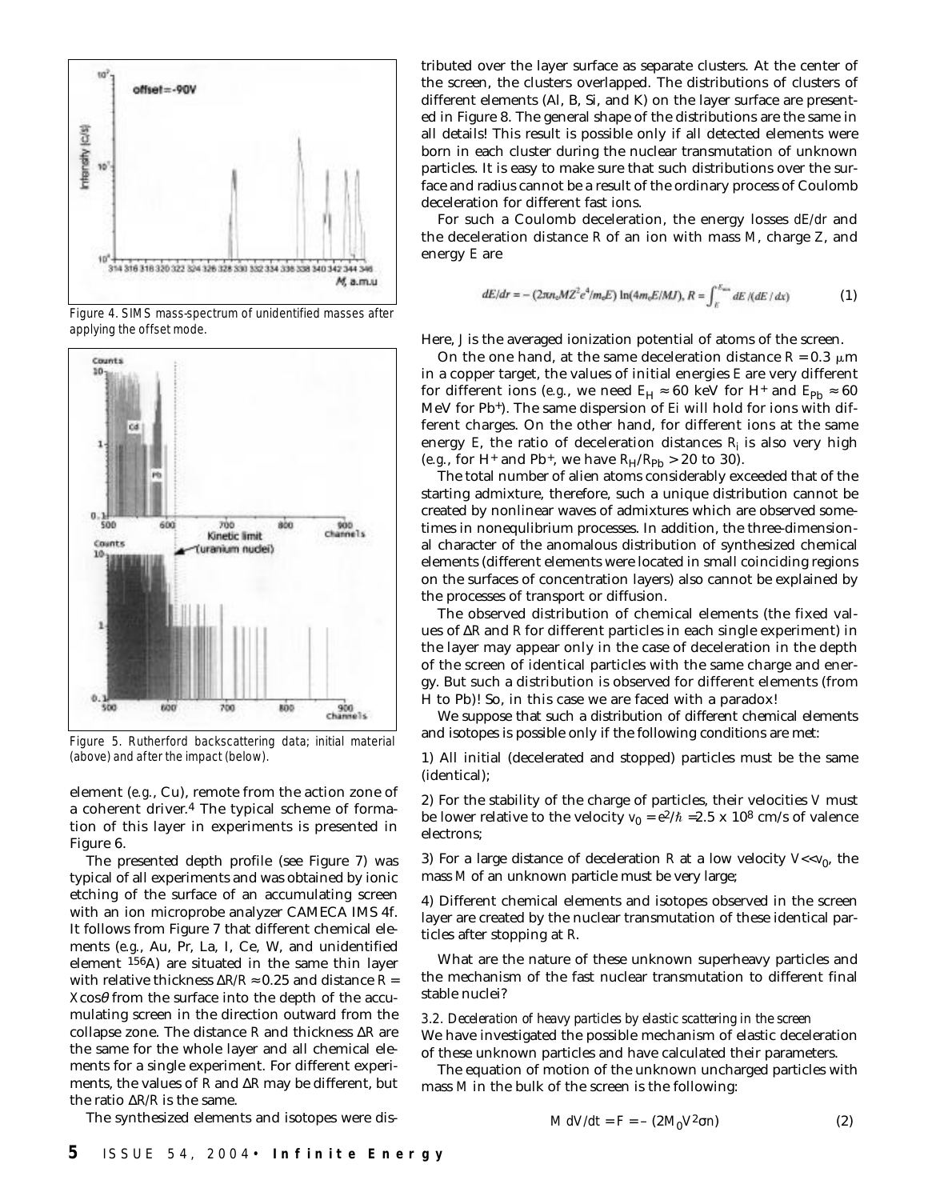Figure 4. SIMS mass-spectrum of unidentified masses after applying the offset mode.

Figure 5. Rutherford backscattering data; initial material (above) and after the impact (below).

element (*e.g.*, Cu), remote from the action zone of a coherent driver.[4] The typical scheme of formation of this layer in experiments is presented in Figure 6.

The presented depth profile (see Figure 7) was typical of all experiments and was obtained by ionic etching of the surface of an accumulating screen with an ion microprobe analyzer CAMECA IMS 4f. It follows from Figure 7 that different chemical elements (*e.g.*, Au, Pr, La, I, Ce, W, and unidentified element $^{156}A$) are situated in the same thin layer with relative thickness $\Delta R/R \approx 0.25$ and distance $R = X\cos\theta$ from the surface into the depth of the accumulating screen in the direction outward from the collapse zone. The distance $R$ and thickness $\Delta R$ are the same for the whole layer and all chemical elements for a single experiment. For different experiments, the values of $R$ and $\Delta R$ may be different, but the ratio $\Delta R/R$ is the same.

The synthesized elements and isotopes were distributed over the layer surface as separate clusters. At the center of the screen, the clusters overlapped. The distributions of clusters of different elements (Al, B, Si, and K) on the layer surface are presented in Figure 8. The general shape of the distributions are the same in all details! This result is possible only if all detected elements were born in each cluster during the nuclear transmutation of unknown particles. It is easy to make sure that such distributions over the surface and radius cannot be a result of the ordinary process of Coulomb deceleration for different fast ions.

For such a Coulomb deceleration, the energy losses $dE/dr$ and the deceleration distance $R$ of an ion with mass $M$, charge $Z$, and energy $E$ are

$$dE/dr = -(2\pi n_e M Z^2 e^4/m_e E)\ln(4m_e E/MJ),\ R = \int_E^{E_{min}} dE/(dE/dx) \quad (1)$$

Here, $J$ is the averaged ionization potential of atoms of the screen.

On the one hand, at the same deceleration distance $R = 0.3\ \mu$m in a copper target, the values of initial energies $E$ are very different for different ions (*e.g.*, we need $E_H \approx 60$ keV for $H^+$ and $E_{Pb} \approx 60$ MeV for $Pb^+$). The same dispersion of $E_i$ will hold for ions with different charges. On the other hand, for different ions at the same energy $E$, the ratio of deceleration distances $R_i$ is also very high (*e.g.*, for $H^+$ and $Pb^+$, we have $R_H/R_{Pb} > 20$ to 30).

The total number of alien atoms considerably exceeded that of the starting admixture, therefore, such a unique distribution cannot be created by nonlinear waves of admixtures which are observed sometimes in nonequlibrium processes. In addition, the three-dimensional character of the anomalous distribution of synthesized chemical elements (different elements were located in small coinciding regions on the surfaces of concentration layers) also cannot be explained by the processes of transport or diffusion.

The observed distribution of chemical elements (the fixed values of $\Delta R$ and $R$ for different particles in each single experiment) in the layer may appear only in the case of deceleration in the depth of the screen of identical particles with the same charge and energy. But such a distribution is observed for different elements (from H to Pb)! So, in this case we are faced with a paradox!

We suppose that such a distribution of different chemical elements and isotopes is possible only if the following conditions are met:

1) All initial (decelerated and stopped) particles must be the same (identical);

2) For the stability of the charge of particles, their velocities $V$ must be lower relative to the velocity $v_0 = e^2/\hbar = 2.5 \times 10^8$ cm/s of valence electrons;

3) For a large distance of deceleration $R$ at a low velocity $V \ll v_0$, the mass $M$ of an unknown particle must be very large;

4) Different chemical elements and isotopes observed in the screen layer are created by the nuclear transmutation of these identical particles after stopping at $R$.

What are the nature of these unknown superheavy particles and the mechanism of the fast nuclear transmutation to different final stable nuclei?

### *3.2. Deceleration of heavy particles by elastic scattering in the screen*

We have investigated the possible mechanism of elastic deceleration of these unknown particles and have calculated their parameters.

The equation of motion of the unknown uncharged particles with mass $M$ in the bulk of the screen is the following:

$$M\ dV/dt = F = -(2M_0 V^2 \sigma n) \quad (2)$$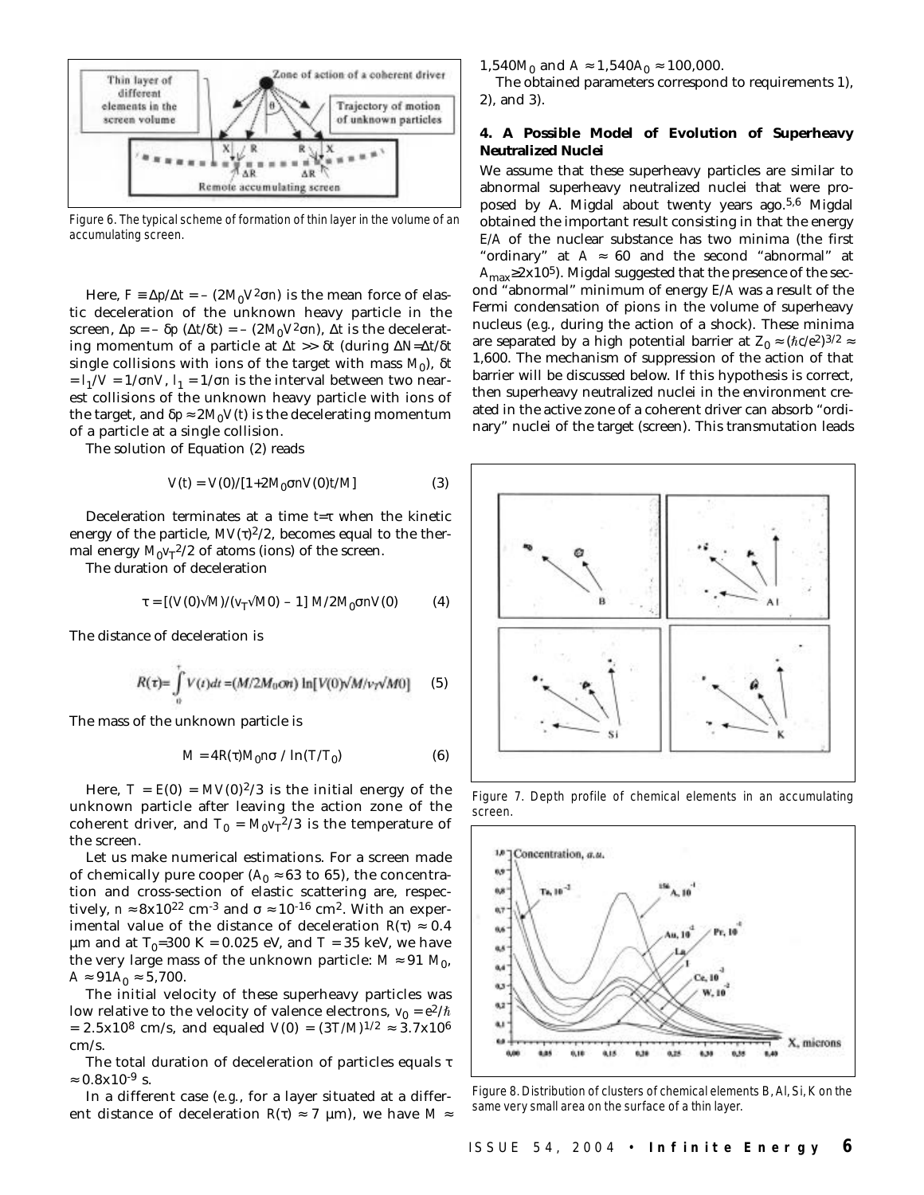Figure 6. The typical scheme of formation of thin layer in the volume of an accumulating screen.

Here, $F \equiv \Delta p/\Delta t = -(2M_0V^2\sigma n)$ is the mean force of elastic deceleration of the unknown heavy particle in the screen, $\Delta p = -\delta p\,(\Delta t/\delta t) = -(2M_0V^2\sigma n)$, $\Delta t$ is the decelerating momentum of a particle at $\Delta t >> \delta t$ (during $\Delta N = \Delta t/\delta t$ single collisions with ions of the target with mass $M_0$), $\delta t = l_1/V = 1/\sigma nV$, $l_1 = 1/\sigma n$ is the interval between two nearest collisions of the unknown heavy particle with ions of the target, and $\delta p \approx 2M_0V(t)$ is the decelerating momentum of a particle at a single collision.

The solution of Equation (2) reads

$$V(t) = V(0)/[1+2M_0\sigma nV(0)t/M] \qquad (3)$$

Deceleration terminates at a time $t=\tau$ when the kinetic energy of the particle, $MV(\tau)^2/2$, becomes equal to the thermal energy $M_0v_T^2/2$ of atoms (ions) of the screen.

The duration of deceleration

$$\tau = [(V(0)\sqrt{M})/(v_T\sqrt{M0}) - 1]\, M/2M_0\sigma nV(0) \qquad (4)$$

The distance of deceleration is

$$R(\tau) = \int_0^{\tau} V(t)dt = (M/2M_0\sigma n)\,\ln[V(0)\sqrt{M}/v_T\sqrt{M0}] \qquad (5)$$

The mass of the unknown particle is

$$M = 4R(\tau)M_0n\sigma / \ln(T/T_0) \qquad (6)$$

Here, $T = E(0) = MV(0)^2/3$ is the initial energy of the unknown particle after leaving the action zone of the coherent driver, and $T_0 = M_0v_T^2/3$ is the temperature of the screen.

Let us make numerical estimations. For a screen made of chemically pure cooper ($A_0 \approx 63$ to 65), the concentration and cross-section of elastic scattering are, respectively, $n \approx 8\text{x}10^{22}$ cm$^{-3}$ and $\sigma \approx 10^{-16}$ cm$^2$. With an experimental value of the distance of deceleration $R(\tau) \approx 0.4$ μm and at $T_0$=300 K = 0.025 eV, and $T$ = 35 keV, we have the very large mass of the unknown particle: $M \approx 91\, M_0$, $A \approx 91A_0 \approx 5{,}700$.

The initial velocity of these superheavy particles was low relative to the velocity of valence electrons, $v_0 = e^2/\hbar = 2.5\text{x}10^8$ cm/s, and equaled $V(0) = (3T/M)^{1/2} \approx 3.7\text{x}10^6$ cm/s.

The total duration of deceleration of particles equals $\tau \approx 0.8\text{x}10^{-9}$ s.

In a different case (*e.g.*, for a layer situated at a different distance of deceleration $R(\tau) \approx 7$ μm), we have $M \approx 1{,}540M_0$ and $A \approx 1{,}540A_0 \approx 100{,}000$.

The obtained parameters correspond to requirements 1), 2), and 3).

### 4. A Possible Model of Evolution of Superheavy Neutralized Nuclei

We assume that these superheavy particles are similar to abnormal superheavy neutralized nuclei that were proposed by A. Migdal about twenty years ago.[5,6] Migdal obtained the important result consisting in that the energy $E/A$ of the nuclear substance has two minima (the first "ordinary" at $A \approx 60$ and the second "abnormal" at $A_{max} \geq 2\text{x}10^5$). Migdal suggested that the presence of the second "abnormal" minimum of energy $E/A$ was a result of the Fermi condensation of pions in the volume of superheavy nucleus (*e.g.*, during the action of a shock). These minima are separated by a high potential barrier at $Z_0 \approx (\hbar c/e^2)^{3/2} \approx 1{,}600$. The mechanism of suppression of the action of that barrier will be discussed below. If this hypothesis is correct, then superheavy neutralized nuclei in the environment created in the active zone of a coherent driver can absorb "ordinary" nuclei of the target (screen). This transmutation leads

Figure 7. Depth profile of chemical elements in an accumulating screen.

Figure 8. Distribution of clusters of chemical elements B, Al, Si, K on the same very small area on the surface of a thin layer.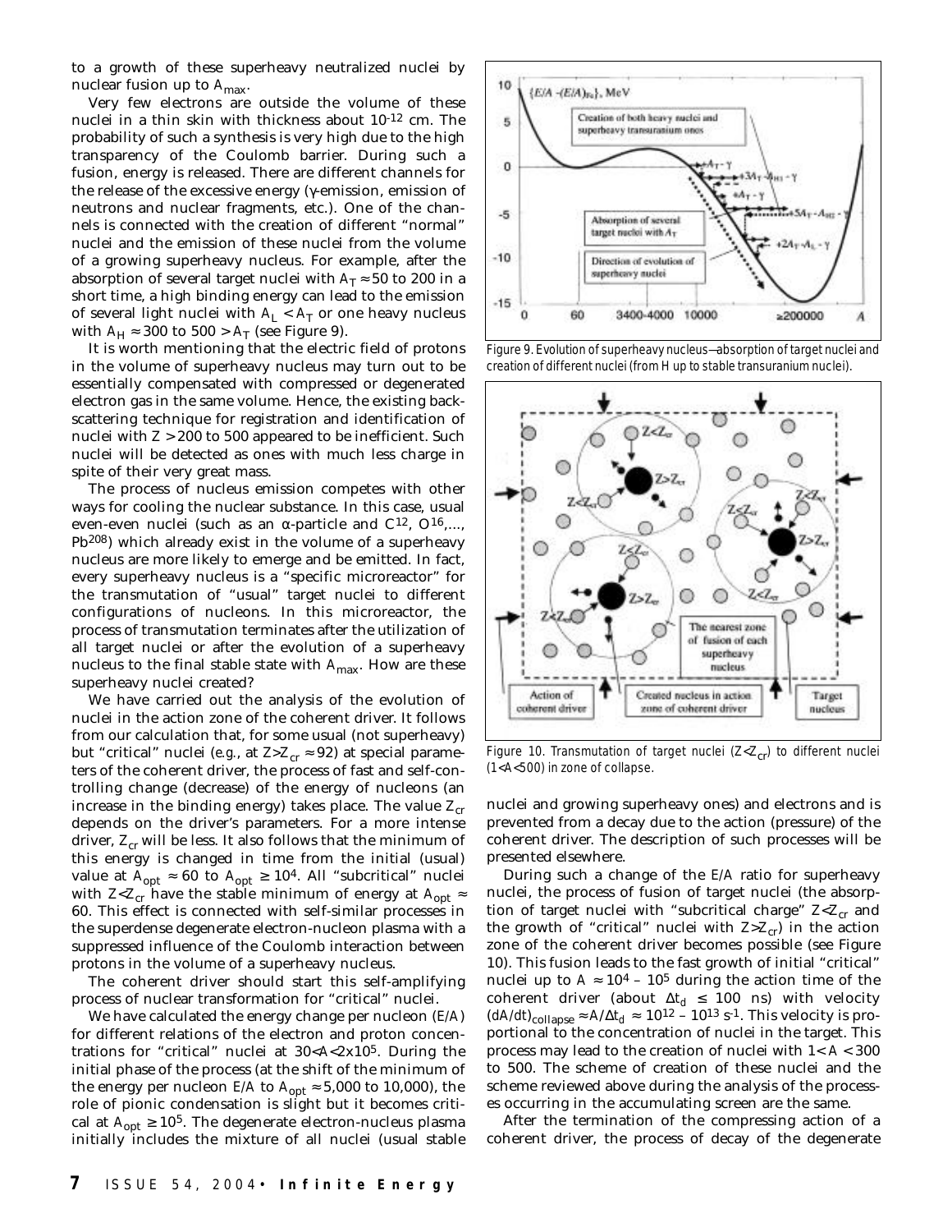to a growth of these superheavy neutralized nuclei by nuclear fusion up to $A_{max}$.

Very few electrons are outside the volume of these nuclei in a thin skin with thickness about $10^{-12}$ cm. The probability of such a synthesis is very high due to the high transparency of the Coulomb barrier. During such a fusion, energy is released. There are different channels for the release of the excessive energy (γ-emission, emission of neutrons and nuclear fragments, etc.). One of the channels is connected with the creation of different "normal" nuclei and the emission of these nuclei from the volume of a growing superheavy nucleus. For example, after the absorption of several target nuclei with $A_T \approx 50$ to 200 in a short time, a high binding energy can lead to the emission of several light nuclei with $A_L < A_T$ or one heavy nucleus with $A_H \approx 300$ to $500 > A_T$ (see Figure 9).

It is worth mentioning that the electric field of protons in the volume of superheavy nucleus may turn out to be essentially compensated with compressed or degenerated electron gas in the same volume. Hence, the existing backscattering technique for registration and identification of nuclei with $Z > 200$ to 500 appeared to be inefficient. Such nuclei will be detected as ones with much less charge in spite of their very great mass.

The process of nucleus emission competes with other ways for cooling the nuclear substance. In this case, usual even-even nuclei (such as an α-particle and $C^{12}$, $O^{16}$,..., $Pb^{208}$) which already exist in the volume of a superheavy nucleus are more likely to emerge and be emitted. In fact, every superheavy nucleus is a "specific microreactor" for the transmutation of "usual" target nuclei to different configurations of nucleons. In this microreactor, the process of transmutation terminates after the utilization of all target nuclei or after the evolution of a superheavy nucleus to the final stable state with $A_{max}$. How are these superheavy nuclei created?

We have carried out the analysis of the evolution of nuclei in the action zone of the coherent driver. It follows from our calculation that, for some usual (not superheavy) but "critical" nuclei (*e.g.*, at $Z > Z_{cr} \approx 92$) at special parameters of the coherent driver, the process of fast and self-controlling change (decrease) of the energy of nucleons (an increase in the binding energy) takes place. The value $Z_{cr}$ depends on the driver's parameters. For a more intense driver, $Z_{cr}$ will be less. It also follows that the minimum of this energy is changed in time from the initial (usual) value at $A_{opt} \approx 60$ to $A_{opt} \geq 10^4$. All "subcritical" nuclei with $Z < Z_{cr}$ have the stable minimum of energy at $A_{opt} \approx 60$. This effect is connected with self-similar processes in the superdense degenerate electron-nucleon plasma with a suppressed influence of the Coulomb interaction between protons in the volume of a superheavy nucleus.

The coherent driver should start this self-amplifying process of nuclear transformation for "critical" nuclei.

We have calculated the energy change per nucleon ($E/A$) for different relations of the electron and proton concentrations for "critical" nuclei at $30 < A < 2 \times 10^5$. During the initial phase of the process (at the shift of the minimum of the energy per nucleon $E/A$ to $A_{opt} \approx 5{,}000$ to 10,000), the role of pionic condensation is slight but it becomes critical at $A_{opt} \geq 10^5$. The degenerate electron-nucleus plasma initially includes the mixture of all nuclei (usual stable nuclei and growing superheavy ones) and electrons and is prevented from a decay due to the action (pressure) of the coherent driver. The description of such processes will be presented elsewhere.

During such a change of the $E/A$ ratio for superheavy nuclei, the process of fusion of target nuclei (the absorption of target nuclei with "subcritical charge" $Z < Z_{cr}$ and the growth of "critical" nuclei with $Z > Z_{cr}$) in the action zone of the coherent driver becomes possible (see Figure 10). This fusion leads to the fast growth of initial "critical" nuclei up to $A \approx 10^4 - 10^5$ during the action time of the coherent driver (about $\Delta t_d \leq 100$ ns) with velocity $(dA/dt)_{collapse} \approx A/\Delta t_d \approx 10^{12} - 10^{13}\ s^{-1}$. This velocity is proportional to the concentration of nuclei in the target. This process may lead to the creation of nuclei with $1 < A < 300$ to 500. The scheme of creation of these nuclei and the scheme reviewed above during the analysis of the processes occurring in the accumulating screen are the same.

After the termination of the compressing action of a coherent driver, the process of decay of the degenerate

Figure 9. Evolution of superheavy nucleus—absorption of target nuclei and creation of different nuclei (from H up to stable transuranium nuclei).

Figure 10. Transmutation of target nuclei ($Z < Z_{cr}$) to different nuclei ($1 < A < 500$) in zone of collapse.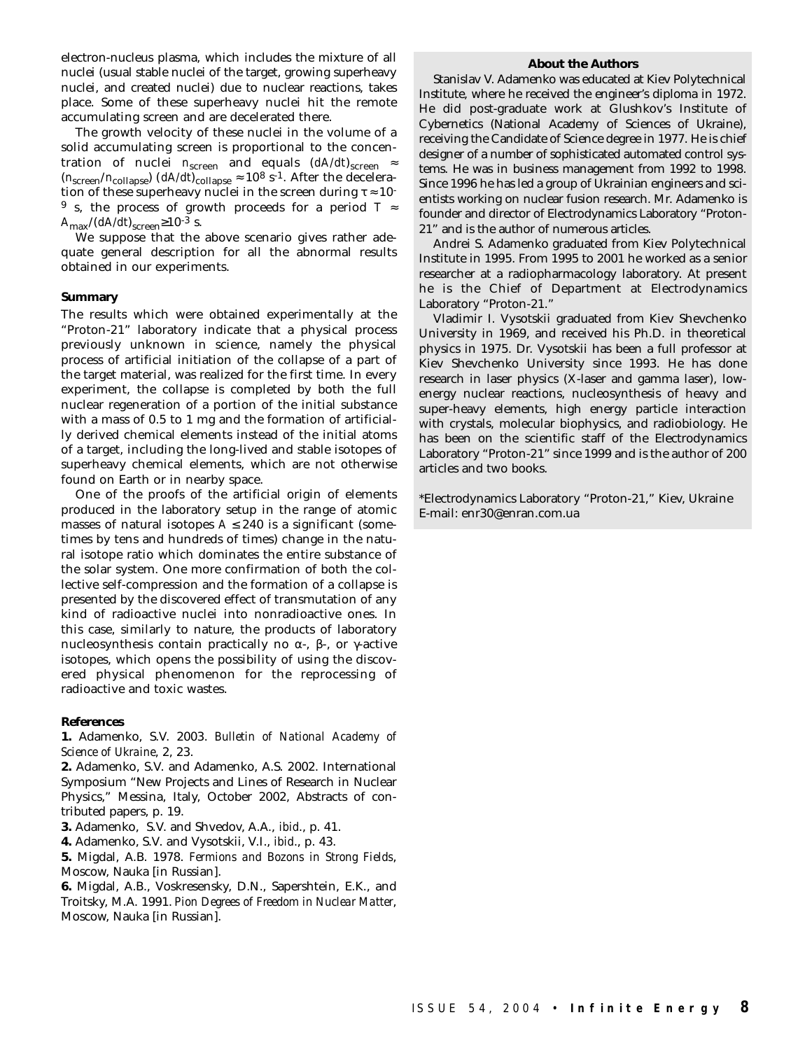electron-nucleus plasma, which includes the mixture of all nuclei (usual stable nuclei of the target, growing superheavy nuclei, and created nuclei) due to nuclear reactions, takes place. Some of these superheavy nuclei hit the remote accumulating screen and are decelerated there.

The growth velocity of these nuclei in the volume of a solid accumulating screen is proportional to the concentration of nuclei $n_{screen}$ and equals $(dA/dt)_{screen} \approx (n_{screen}/n_{collapse})\,(dA/dt)_{collapse} \approx 10^8\ s^{-1}$. After the deceleration of these superheavy nuclei in the screen during $\tau \approx 10^{-9}$ s, the process of growth proceeds for a period $T \approx A_{max}/(dA/dt)_{screen} \geq 10^{-3}$ s.

We suppose that the above scenario gives rather adequate general description for all the abnormal results obtained in our experiments.

## Summary

The results which were obtained experimentally at the "Proton-21" laboratory indicate that a physical process previously unknown in science, namely the physical process of artificial initiation of the collapse of a part of the target material, was realized for the first time. In every experiment, the collapse is completed by both the full nuclear regeneration of a portion of the initial substance with a mass of 0.5 to 1 mg and the formation of artificially derived chemical elements instead of the initial atoms of a target, including the long-lived and stable isotopes of superheavy chemical elements, which are not otherwise found on Earth or in nearby space.

One of the proofs of the artificial origin of elements produced in the laboratory setup in the range of atomic masses of natural isotopes $A \leq 240$ is a significant (sometimes by tens and hundreds of times) change in the natural isotope ratio which dominates the entire substance of the solar system. One more confirmation of both the collective self-compression and the formation of a collapse is presented by the discovered effect of transmutation of any kind of radioactive nuclei into nonradioactive ones. In this case, similarly to nature, the products of laboratory nucleosynthesis contain practically no $\alpha$-, $\beta$-, or $\gamma$-active isotopes, which opens the possibility of using the discovered physical phenomenon for the reprocessing of radioactive and toxic wastes.

## References

**1.** Adamenko, S.V. 2003. *Bulletin of National Academy of Science of Ukraine*, 2, 23.

**2.** Adamenko, S.V. and Adamenko, A.S. 2002. International Symposium "New Projects and Lines of Research in Nuclear Physics," Messina, Italy, October 2002, Abstracts of contributed papers, p. 19.

**3.** Adamenko, S.V. and Shvedov, A.A., *ibid.*, p. 41.

**4.** Adamenko, S.V. and Vysotskii, V.I., *ibid.*, p. 43.

**5.** Migdal, A.B. 1978. *Fermions and Bozons in Strong Fields*, Moscow, Nauka [in Russian].

**6.** Migdal, A.B., Voskresensky, D.N., Sapershtein, E.K., and Troitsky, M.A. 1991. *Pion Degrees of Freedom in Nuclear Matter*, Moscow, Nauka [in Russian].

### About the Authors

Stanislav V. Adamenko was educated at Kiev Polytechnical Institute, where he received the engineer's diploma in 1972. He did post-graduate work at Glushkov's Institute of Cybernetics (National Academy of Sciences of Ukraine), receiving the Candidate of Science degree in 1977. He is chief designer of a number of sophisticated automated control systems. He was in business management from 1992 to 1998. Since 1996 he has led a group of Ukrainian engineers and scientists working on nuclear fusion research. Mr. Adamenko is founder and director of Electrodynamics Laboratory "Proton-21" and is the author of numerous articles.

Andrei S. Adamenko graduated from Kiev Polytechnical Institute in 1995. From 1995 to 2001 he worked as a senior researcher at a radiopharmacology laboratory. At present he is the Chief of Department at Electrodynamics Laboratory "Proton-21."

Vladimir I. Vysotskii graduated from Kiev Shevchenko University in 1969, and received his Ph.D. in theoretical physics in 1975. Dr. Vysotskii has been a full professor at Kiev Shevchenko University since 1993. He has done research in laser physics (X-laser and gamma laser), low-energy nuclear reactions, nucleosynthesis of heavy and super-heavy elements, high energy particle interaction with crystals, molecular biophysics, and radiobiology. He has been on the scientific staff of the Electrodynamics Laboratory "Proton-21" since 1999 and is the author of 200 articles and two books.

*Electrodynamics Laboratory "Proton-21," Kiev, Ukraine
E-mail: enr30@enran.com.ua